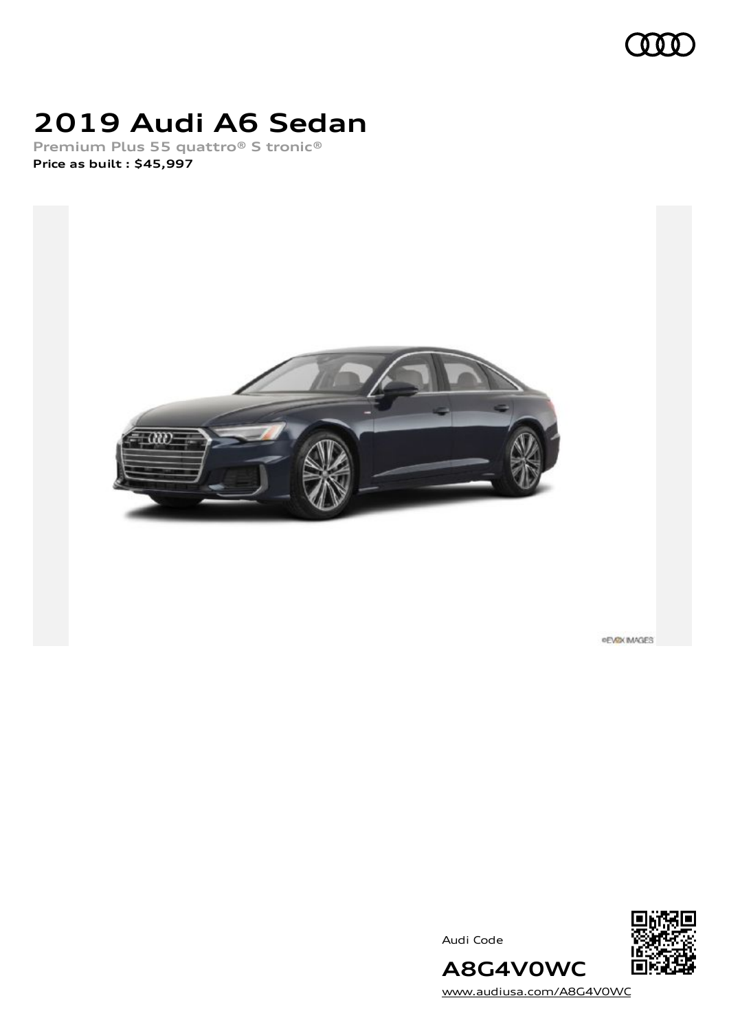# 2019 Audi A6 Sedan

Premium Plus 55 quattro® S tronic®

**Price as built : $45,997**

©EVOX IMAGES

Audi Code

## A8G4V0WC

www.audiusa.com/A8G4V0WC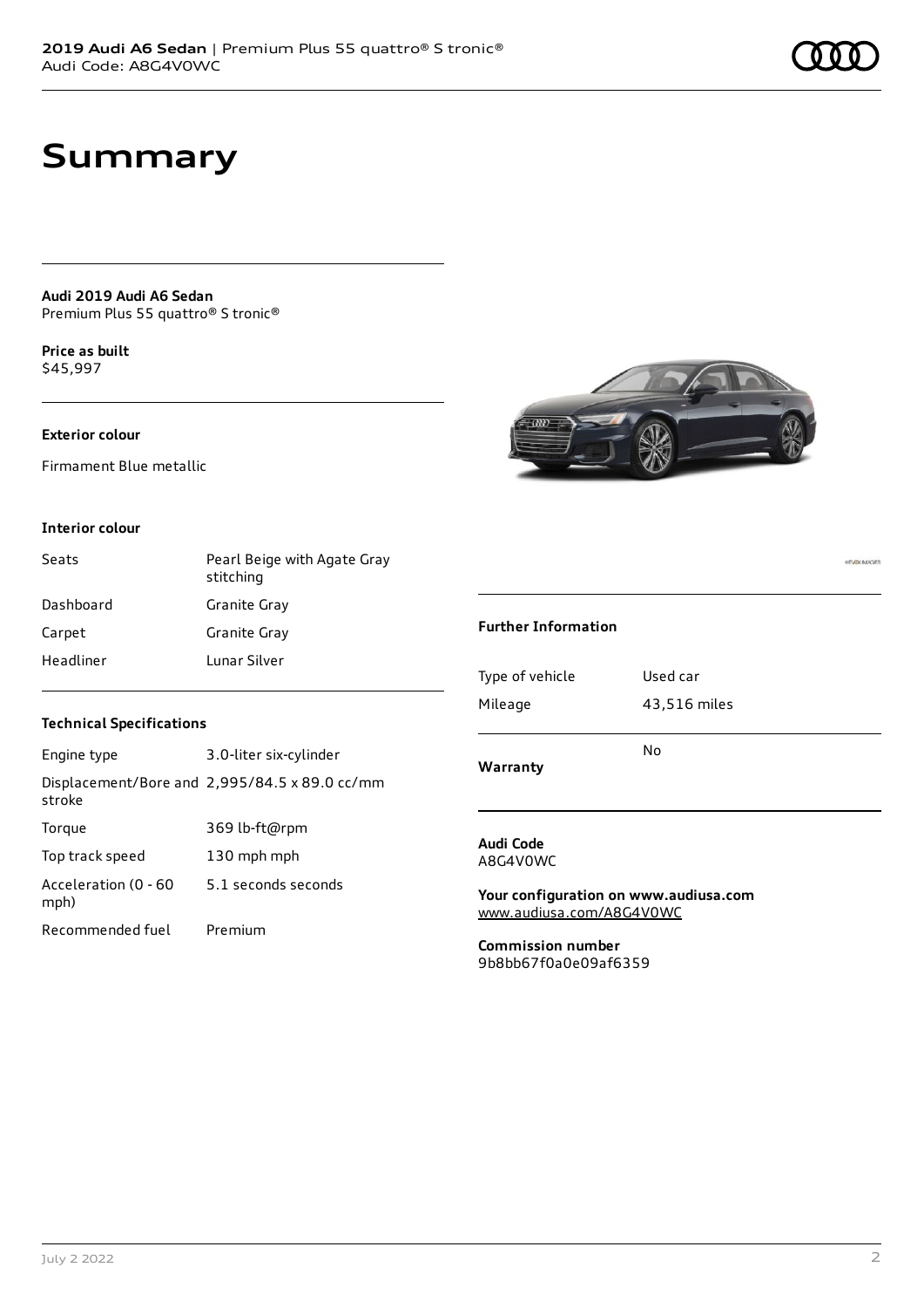# Summary

**Audi 2019 Audi A6 Sedan**
Premium Plus 55 quattro® S tronic®

**Price as built**
$45,997

### Exterior colour

Firmament Blue metallic

### Interior colour

| | |
|---|---|
| Seats | Pearl Beige with Agate Gray stitching |
| Dashboard | Granite Gray |
| Carpet | Granite Gray |
| Headliner | Lunar Silver |

### Technical Specifications

| | |
|---|---|
| Engine type | 3.0-liter six-cylinder |
| Displacement/Bore and stroke | 2,995/84.5 x 89.0 cc/mm |
| Torque | 369 lb-ft@rpm |
| Top track speed | 130 mph mph |
| Acceleration (0 - 60 mph) | 5.1 seconds seconds |
| Recommended fuel | Premium |

### Further Information

| | |
|---|---|
| Type of vehicle | Used car |
| Mileage | 43,516 miles |
| **Warranty** | No |

**Audi Code**
A8G4V0WC

**Your configuration on www.audiusa.com**
www.audiusa.com/A8G4V0WC

**Commission number**
9b8bb67f0a0e09af6359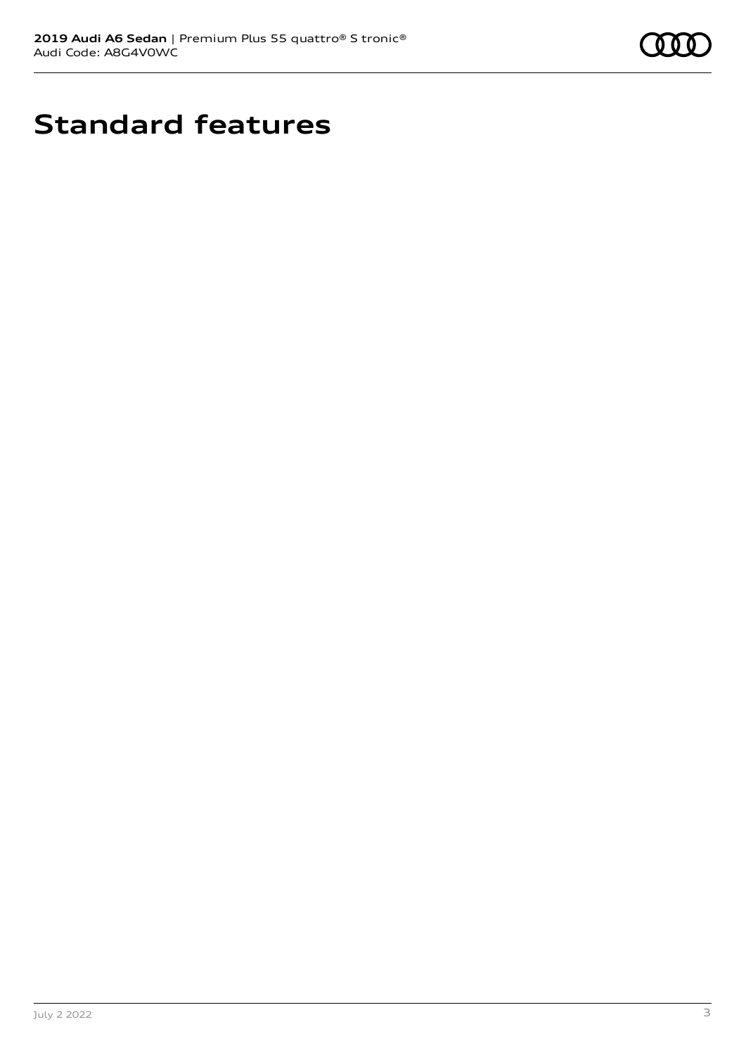# Standard features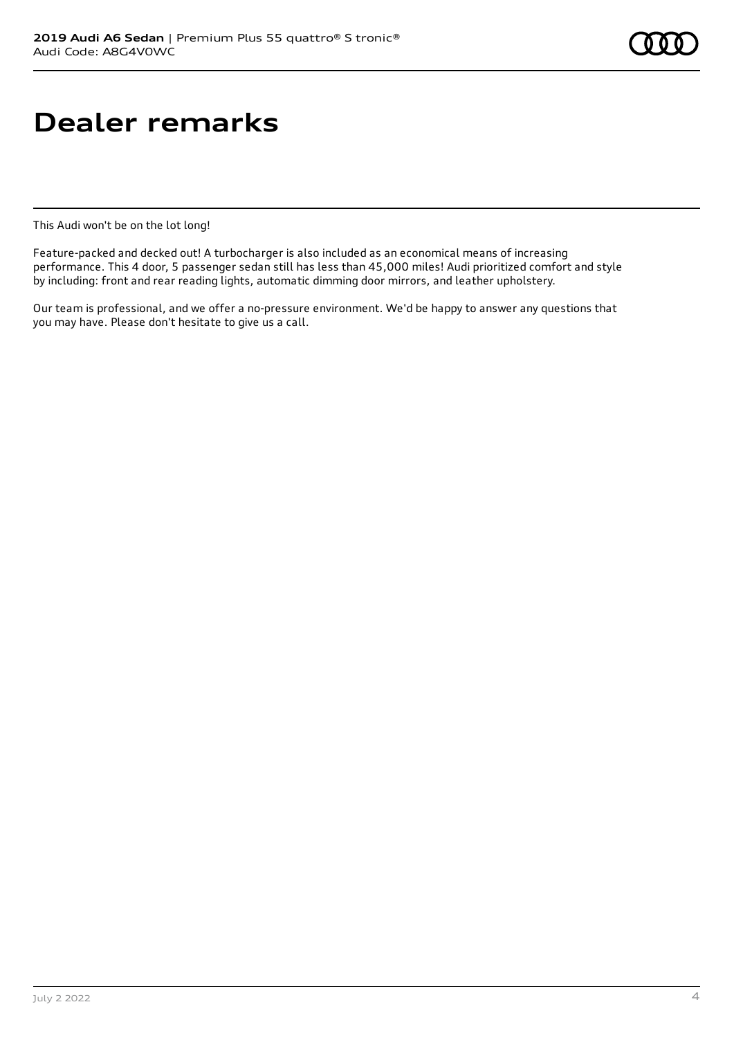# Dealer remarks

This Audi won't be on the lot long!

Feature-packed and decked out! A turbocharger is also included as an economical means of increasing performance. This 4 door, 5 passenger sedan still has less than 45,000 miles! Audi prioritized comfort and style by including: front and rear reading lights, automatic dimming door mirrors, and leather upholstery.

Our team is professional, and we offer a no-pressure environment. We'd be happy to answer any questions that you may have. Please don't hesitate to give us a call.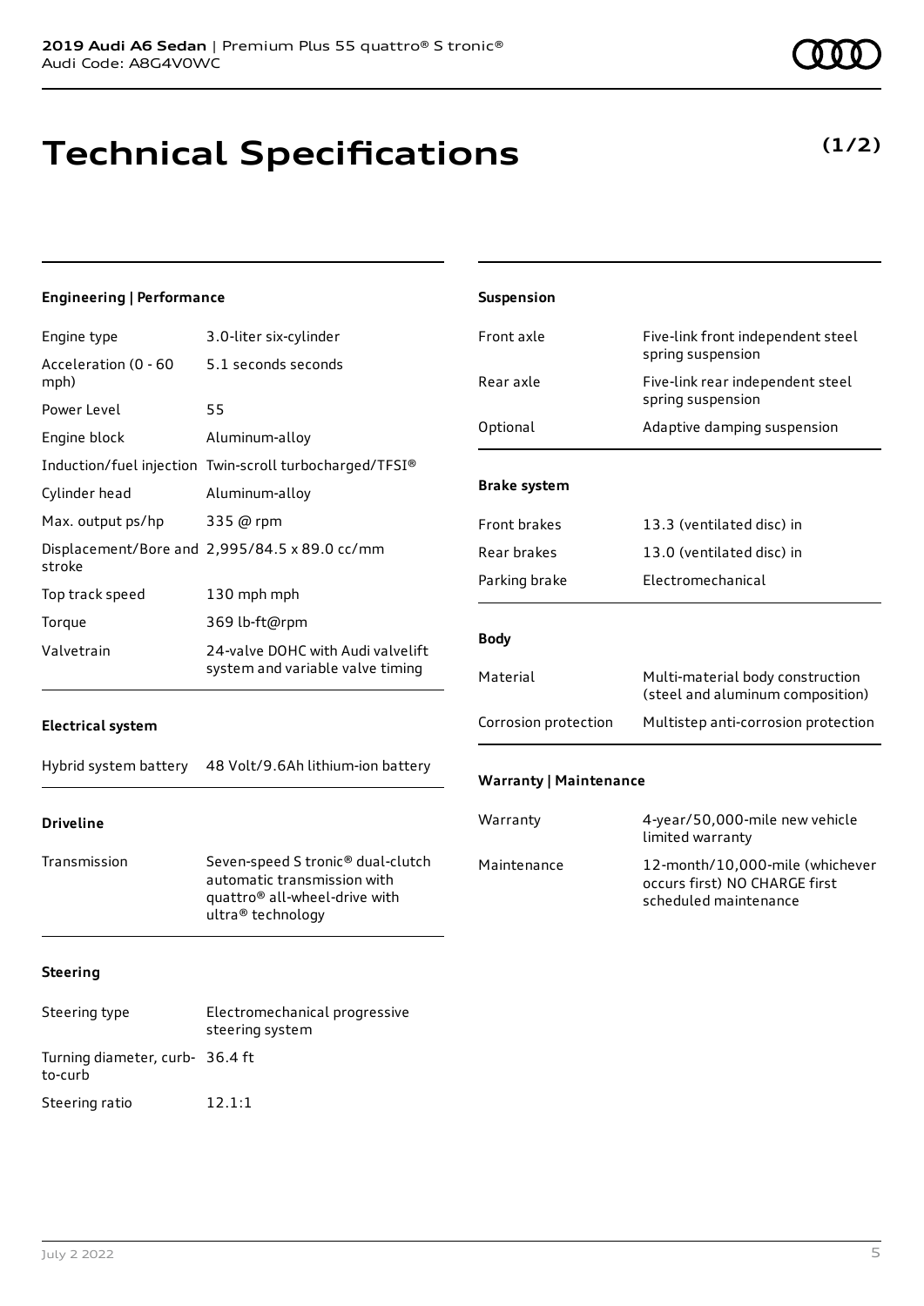**2019 Audi A6 Sedan** | Premium Plus 55 quattro® S tronic®
Audi Code: A8G4V0WC

# Technical Specifications

**(1/2)**

#### Engineering | Performance

| | |
|---|---|
| Engine type | 3.0-liter six-cylinder |
| Acceleration (0 - 60 mph) | 5.1 seconds seconds |
| Power Level | 55 |
| Engine block | Aluminum-alloy |
| Induction/fuel injection | Twin-scroll turbocharged/TFSI® |
| Cylinder head | Aluminum-alloy |
| Max. output ps/hp | 335 @ rpm |
| Displacement/Bore and stroke | 2,995/84.5 x 89.0 cc/mm |
| Top track speed | 130 mph mph |
| Torque | 369 lb-ft@rpm |
| Valvetrain | 24-valve DOHC with Audi valvelift system and variable valve timing |

#### Electrical system

| | |
|---|---|
| Hybrid system battery | 48 Volt/9.6Ah lithium-ion battery |

#### Driveline

| | |
|---|---|
| Transmission | Seven-speed S tronic® dual-clutch automatic transmission with quattro® all-wheel-drive with ultra® technology |

#### Steering

| | |
|---|---|
| Steering type | Electromechanical progressive steering system |
| Turning diameter, curb-to-curb | 36.4 ft |
| Steering ratio | 12.1:1 |

#### Suspension

| | |
|---|---|
| Front axle | Five-link front independent steel spring suspension |
| Rear axle | Five-link rear independent steel spring suspension |
| Optional | Adaptive damping suspension |

#### Brake system

| | |
|---|---|
| Front brakes | 13.3 (ventilated disc) in |
| Rear brakes | 13.0 (ventilated disc) in |
| Parking brake | Electromechanical |

#### Body

| | |
|---|---|
| Material | Multi-material body construction (steel and aluminum composition) |
| Corrosion protection | Multistep anti-corrosion protection |

#### Warranty | Maintenance

| | |
|---|---|
| Warranty | 4-year/50,000-mile new vehicle limited warranty |
| Maintenance | 12-month/10,000-mile (whichever occurs first) NO CHARGE first scheduled maintenance |

July 2 2022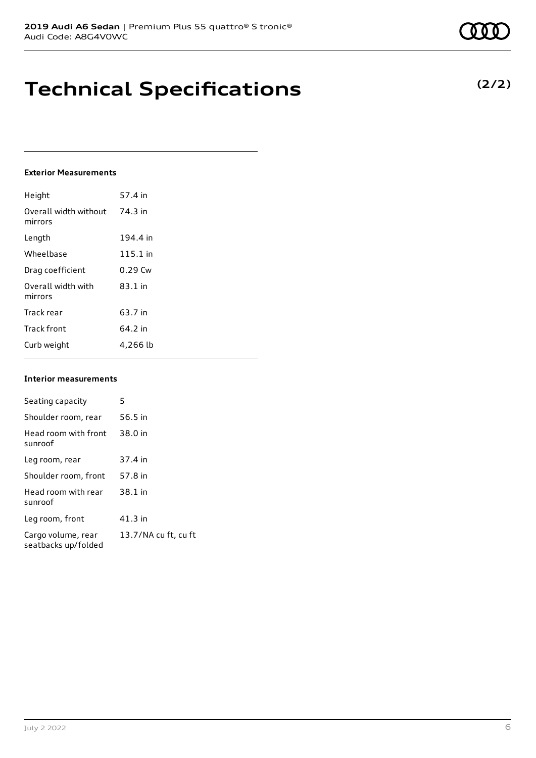# Technical Specifications

**(2/2)**

#### Exterior Measurements

| | |
|---|---|
| Height | 57.4 in |
| Overall width without mirrors | 74.3 in |
| Length | 194.4 in |
| Wheelbase | 115.1 in |
| Drag coefficient | 0.29 Cw |
| Overall width with mirrors | 83.1 in |
| Track rear | 63.7 in |
| Track front | 64.2 in |
| Curb weight | 4,266 lb |

#### Interior measurements

| | |
|---|---|
| Seating capacity | 5 |
| Shoulder room, rear | 56.5 in |
| Head room with front sunroof | 38.0 in |
| Leg room, rear | 37.4 in |
| Shoulder room, front | 57.8 in |
| Head room with rear sunroof | 38.1 in |
| Leg room, front | 41.3 in |
| Cargo volume, rear seatbacks up/folded | 13.7/NA cu ft, cu ft |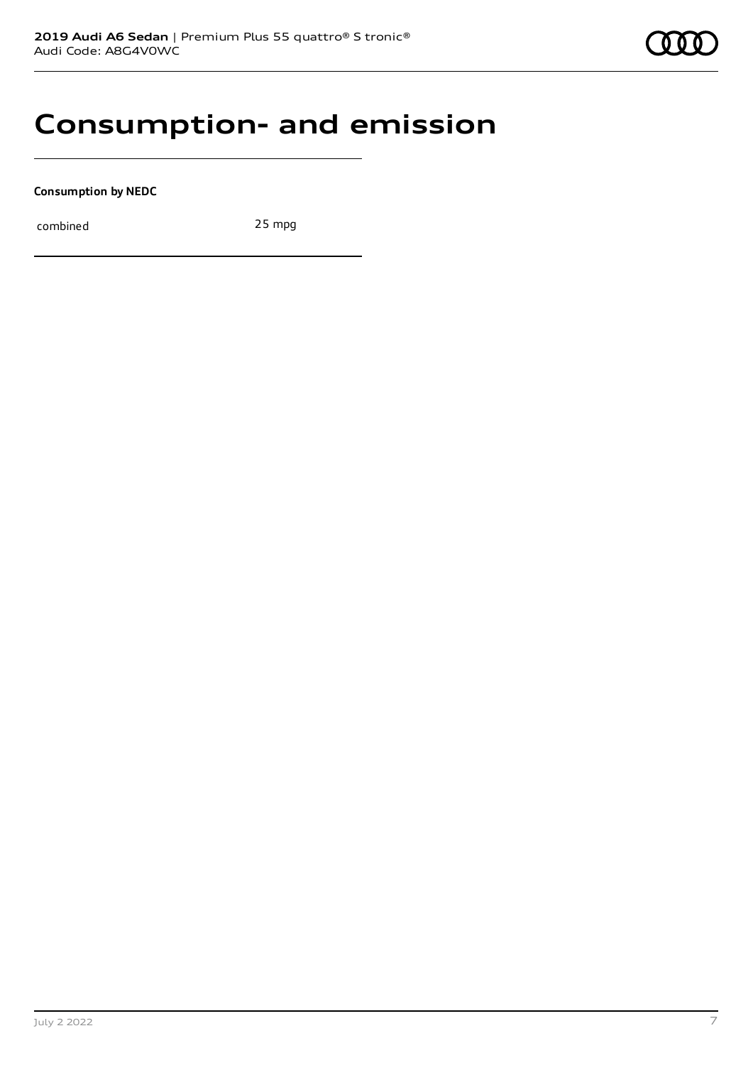# Consumption- and emission

**Consumption by NEDC**

| combined | 25 mpg |
| --- | --- |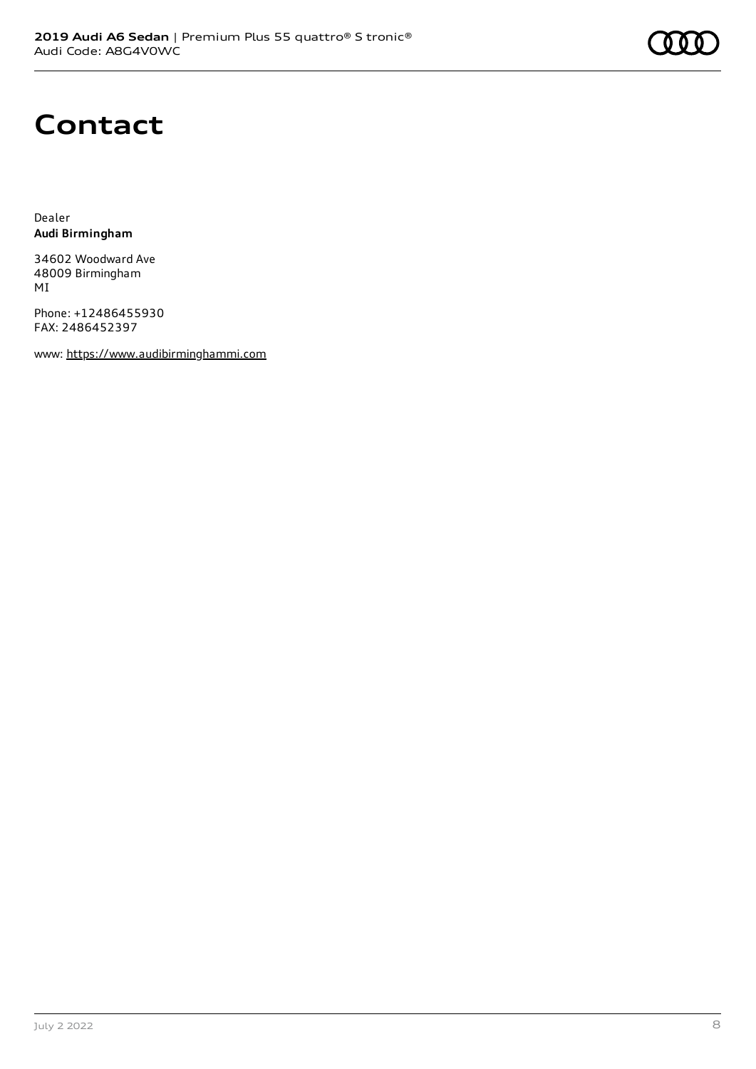# Contact

Dealer
**Audi Birmingham**

34602 Woodward Ave
48009 Birmingham
MI

Phone: +12486455930
FAX: 2486452397

www: https://www.audibirminghammi.com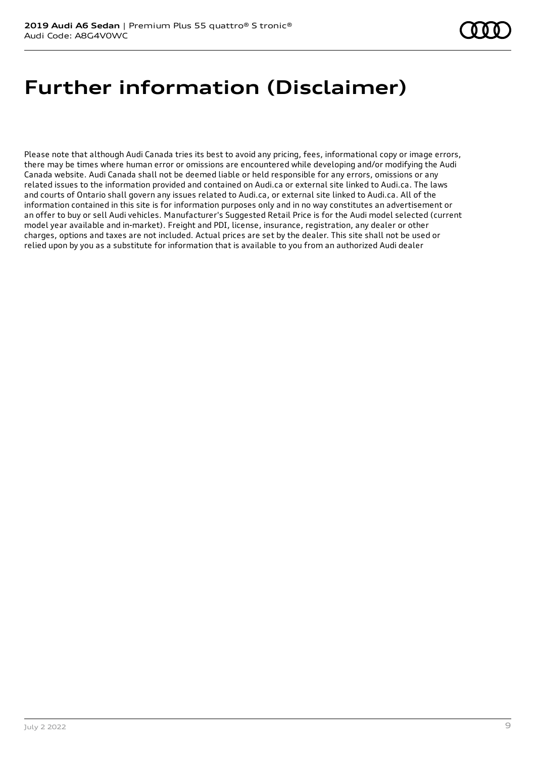# Further information (Disclaimer)

Please note that although Audi Canada tries its best to avoid any pricing, fees, informational copy or image errors, there may be times where human error or omissions are encountered while developing and/or modifying the Audi Canada website. Audi Canada shall not be deemed liable or held responsible for any errors, omissions or any related issues to the information provided and contained on Audi.ca or external site linked to Audi.ca. The laws and courts of Ontario shall govern any issues related to Audi.ca, or external site linked to Audi.ca. All of the information contained in this site is for information purposes only and in no way constitutes an advertisement or an offer to buy or sell Audi vehicles. Manufacturer's Suggested Retail Price is for the Audi model selected (current model year available and in-market). Freight and PDI, license, insurance, registration, any dealer or other charges, options and taxes are not included. Actual prices are set by the dealer. This site shall not be used or relied upon by you as a substitute for information that is available to you from an authorized Audi dealer